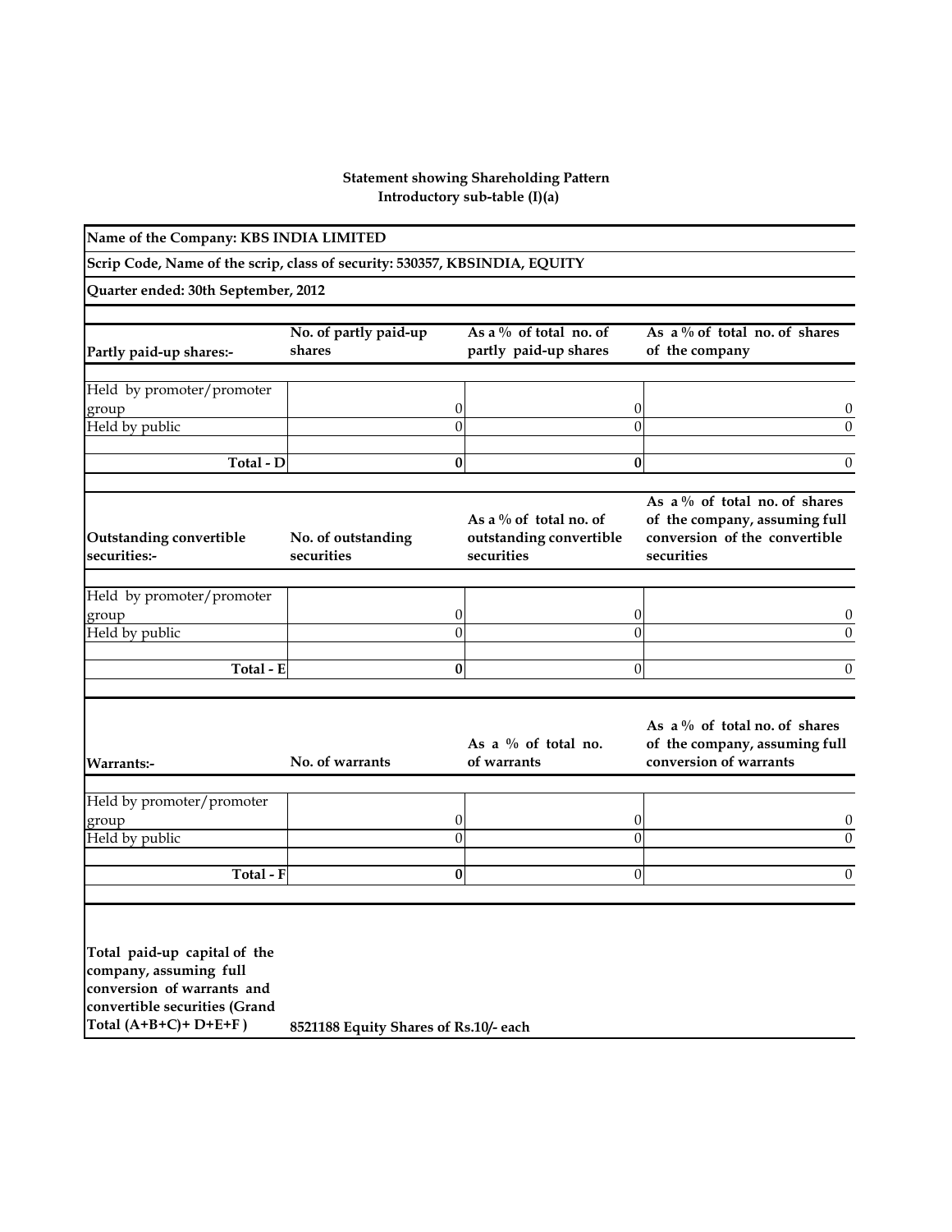**Statement showing Shareholding Pattern**
**Introductory sub-table (I)(a)**

**Name of the Company: KBS INDIA LIMITED**

**Scrip Code, Name of the scrip, class of security: 530357, KBSINDIA, EQUITY**

**Quarter ended: 30th September, 2012**

| Partly paid-up shares:- | No. of partly paid-up shares | As a % of total no. of partly paid-up shares | As a % of total no. of shares of the company |
|---|---|---|---|
| Held by promoter/promoter group | 0 | 0 | 0 |
| Held by public | 0 | 0 | 0 |
| **Total - D** | **0** | **0** | 0 |

| Outstanding convertible securities:- | No. of outstanding securities | As a % of total no. of outstanding convertible securities | As a % of total no. of shares of the company, assuming full conversion of the convertible securities |
|---|---|---|---|
| Held by promoter/promoter group | 0 | 0 | 0 |
| Held by public | 0 | 0 | 0 |
| **Total - E** | **0** | 0 | 0 |

| Warrants:- | No. of warrants | As a % of total no. of warrants | As a % of total no. of shares of the company, assuming full conversion of warrants |
|---|---|---|---|
| Held by promoter/promoter group | 0 | 0 | 0 |
| Held by public | 0 | 0 | 0 |
| **Total - F** | **0** | 0 | 0 |

| **Total paid-up capital of the company, assuming full conversion of warrants and convertible securities (Grand Total (A+B+C)+ D+E+F )** | **8521188 Equity Shares of Rs.10/- each** |
|---|---|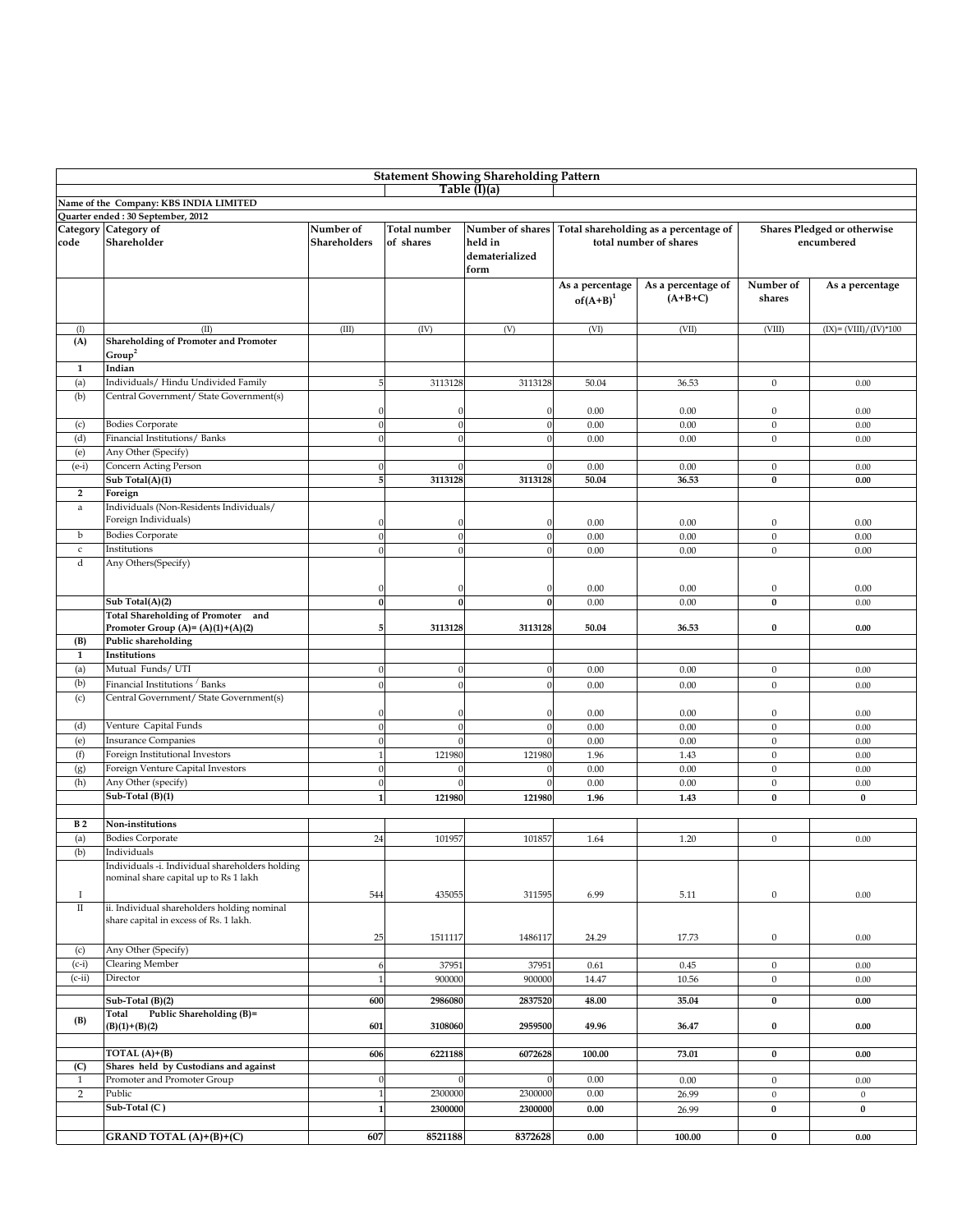## Statement Showing Shareholding Pattern

### Table (I)(a)

**Name of the Company: KBS INDIA LIMITED**

**Quarter ended : 30 September, 2012**

| Category code | Category of Shareholder | Number of Shareholders | Total number of shares | Number of shares held in dematerialized form | Total shareholding as a percentage of total number of shares | | Shares Pledged or otherwise encumbered | |
|---|---|---|---|---|---|---|---|---|
| | | | | | As a percentage of(A+B)[1] | As a percentage of (A+B+C) | Number of shares | As a percentage |
| (I) | (II) | (III) | (IV) | (V) | (VI) | (VII) | (VIII) | (IX)= (VIII)/(IV)*100 |
| **(A)** | **Shareholding of Promoter and Promoter Group[2]** | | | | | | | |
| **1** | **Indian** | | | | | | | |
| (a) | Individuals/ Hindu Undivided Family | 5 | 3113128 | 3113128 | 50.04 | 36.53 | 0 | 0.00 |
| (b) | Central Government/ State Government(s) | 0 | 0 | 0 | 0.00 | 0.00 | 0 | 0.00 |
| (c) | Bodies Corporate | 0 | 0 | 0 | 0.00 | 0.00 | 0 | 0.00 |
| (d) | Financial Institutions/ Banks | 0 | 0 | 0 | 0.00 | 0.00 | 0 | 0.00 |
| (e) | Any Other (Specify) | | | | | | | |
| (e-i) | Concern Acting Person | 0 | 0 | 0 | 0.00 | 0.00 | 0 | 0.00 |
| | **Sub Total(A)(1)** | **5** | **3113128** | **3113128** | **50.04** | **36.53** | **0** | **0.00** |
| **2** | **Foreign** | | | | | | | |
| a | Individuals (Non-Residents Individuals/ Foreign Individuals) | 0 | 0 | 0 | 0.00 | 0.00 | 0 | 0.00 |
| b | Bodies Corporate | 0 | 0 | 0 | 0.00 | 0.00 | 0 | 0.00 |
| c | Institutions | 0 | 0 | 0 | 0.00 | 0.00 | 0 | 0.00 |
| d | Any Others(Specify) | 0 | 0 | 0 | 0.00 | 0.00 | 0 | 0.00 |
| | **Sub Total(A)(2)** | **0** | **0** | **0** | 0.00 | 0.00 | **0** | 0.00 |
| | **Total Shareholding of Promoter and Promoter Group (A)= (A)(1)+(A)(2)** | **5** | **3113128** | **3113128** | **50.04** | **36.53** | **0** | **0.00** |
| **(B)** | **Public shareholding** | | | | | | | |
| **1** | **Institutions** | | | | | | | |
| (a) | Mutual Funds/ UTI | 0 | 0 | 0 | 0.00 | 0.00 | 0 | 0.00 |
| (b) | Financial Institutions / Banks | 0 | 0 | 0 | 0.00 | 0.00 | 0 | 0.00 |
| (c) | Central Government/ State Government(s) | 0 | 0 | 0 | 0.00 | 0.00 | 0 | 0.00 |
| (d) | Venture Capital Funds | 0 | 0 | 0 | 0.00 | 0.00 | 0 | 0.00 |
| (e) | Insurance Companies | 0 | 0 | 0 | 0.00 | 0.00 | 0 | 0.00 |
| (f) | Foreign Institutional Investors | 1 | 121980 | 121980 | 1.96 | 1.43 | 0 | 0.00 |
| (g) | Foreign Venture Capital Investors | 0 | 0 | 0 | 0.00 | 0.00 | 0 | 0.00 |
| (h) | Any Other (specify) | 0 | 0 | 0 | 0.00 | 0.00 | 0 | 0.00 |
| | **Sub-Total (B)(1)** | **1** | **121980** | **121980** | **1.96** | **1.43** | **0** | **0** |
| | | | | | | | | |
| **B 2** | **Non-institutions** | | | | | | | |
| (a) | Bodies Corporate | 24 | 101957 | 101857 | 1.64 | 1.20 | 0 | 0.00 |
| (b) | Individuals | | | | | | | |
| I | Individuals -i. Individual shareholders holding nominal share capital up to Rs 1 lakh | 544 | 435055 | 311595 | 6.99 | 5.11 | 0 | 0.00 |
| II | ii. Individual shareholders holding nominal share capital in excess of Rs. 1 lakh. | 25 | 1511117 | 1486117 | 24.29 | 17.73 | 0 | 0.00 |
| (c) | Any Other (Specify) | | | | | | | |
| (c-i) | Clearing Member | 6 | 37951 | 37951 | 0.61 | 0.45 | 0 | 0.00 |
| (c-ii) | Director | 1 | 900000 | 900000 | 14.47 | 10.56 | 0 | 0.00 |
| | | | | | | | | |
| | **Sub-Total (B)(2)** | **600** | **2986080** | **2837520** | **48.00** | **35.04** | **0** | **0.00** |
| **(B)** | **Total Public Shareholding (B)= (B)(1)+(B)(2)** | **601** | **3108060** | **2959500** | **49.96** | **36.47** | **0** | **0.00** |
| | | | | | | | | |
| | **TOTAL (A)+(B)** | **606** | **6221188** | **6072628** | **100.00** | **73.01** | **0** | **0.00** |
| **(C)** | **Shares held by Custodians and against** | | | | | | | |
| 1 | Promoter and Promoter Group | 0 | 0 | 0 | 0.00 | 0.00 | 0 | 0.00 |
| 2 | Public | 1 | 2300000 | 2300000 | 0.00 | 26.99 | 0 | 0 |
| | **Sub-Total (C )** | **1** | **2300000** | **2300000** | **0.00** | 26.99 | **0** | **0** |
| | | | | | | | | |
| | **GRAND TOTAL (A)+(B)+(C)** | **607** | **8521188** | **8372628** | **0.00** | **100.00** | **0** | **0.00** |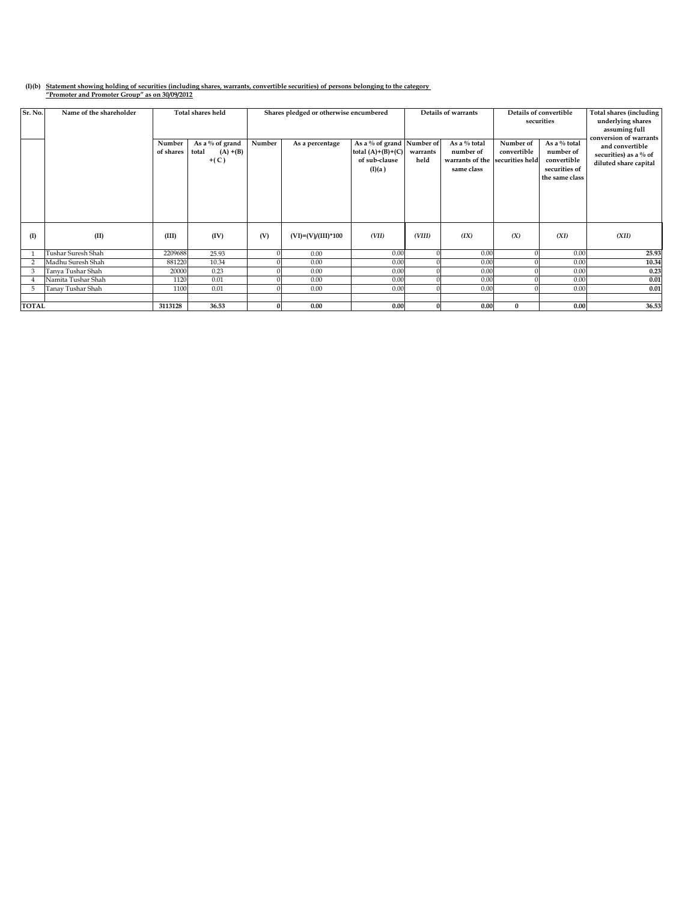**(I)(b) Statement showing holding of securities (including shares, warrants, convertible securities) of persons belonging to the category "Promoter and Promoter Group" as on 30/09/2012**

| Sr. No. | Name of the shareholder | Total shares held | | Shares pledged or otherwise encumbered | | | Details of warrants | | Details of convertible securities | | Total shares (including underlying shares assuming full conversion of warrants and convertible securities) as a % of diluted share capital |
|---|---|---|---|---|---|---|---|---|---|---|---|
| | | Number of shares | As a % of grand total (A) +(B) +( C ) | Number | As a percentage | As a % of grand total (A)+(B)+(C) of sub-clause (I)(a ) | Number of warrants held | As a % total number of warrants of the same class | Number of convertible securities held | As a % total number of convertible securities of the same class | |
| (I) | (II) | (III) | (IV) | (V) | (VI)=(V)/(III)*100 | (VII) | (VIII) | (IX) | (X) | (XI) | (XII) |
| 1 | Tushar Suresh Shah | 2209688 | 25.93 | 0 | 0.00 | 0.00 | 0 | 0.00 | 0 | 0.00 | 25.93 |
| 2 | Madhu Suresh Shah | 881220 | 10.34 | 0 | 0.00 | 0.00 | 0 | 0.00 | 0 | 0.00 | 10.34 |
| 3 | Tanya Tushar Shah | 20000 | 0.23 | 0 | 0.00 | 0.00 | 0 | 0.00 | 0 | 0.00 | 0.23 |
| 4 | Namita Tushar Shah | 1120 | 0.01 | 0 | 0.00 | 0.00 | 0 | 0.00 | 0 | 0.00 | 0.01 |
| 5 | Tanay Tushar Shah | 1100 | 0.01 | 0 | 0.00 | 0.00 | 0 | 0.00 | 0 | 0.00 | 0.01 |
| | | | | | | | | | | | |
| **TOTAL** | | **3113128** | **36.53** | **0** | **0.00** | **0.00** | **0** | **0.00** | **0** | **0.00** | **36.53** |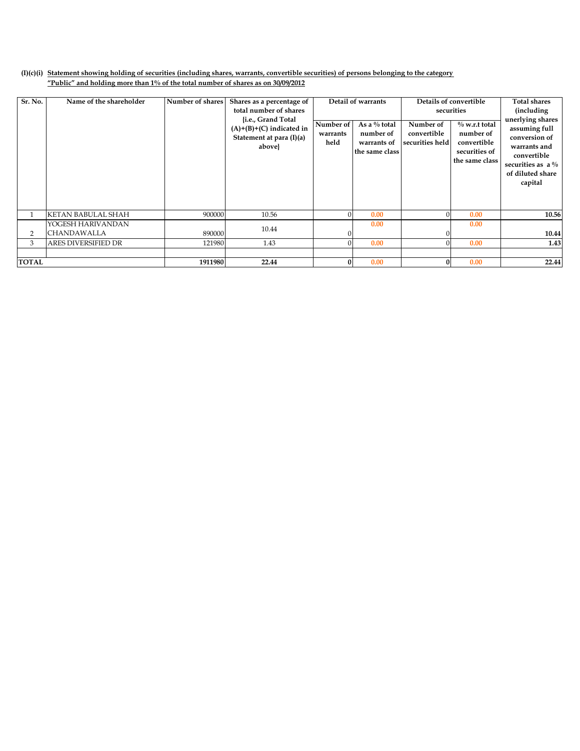**(I)(c)(i) Statement showing holding of securities (including shares, warrants, convertible securities) of persons belonging to the category "Public" and holding more than 1% of the total number of shares as on 30/09/2012**

| Sr. No. | Name of the shareholder | Number of shares | Shares as a percentage of total number of shares {i.e., Grand Total (A)+(B)+(C) indicated in Statement at para (I)(a) above} | Detail of warrants | | Details of convertible securities | | Total shares (including unerlying shares assuming full conversion of warrants and convertible securities as a % of diluted share capital |
|---|---|---|---|---|---|---|---|---|
| | | | | Number of warrants held | As a % total number of warrants of the same class | Number of convertible securities held | % w.r.t total number of convertible securities of the same class | |
| 1 | KETAN BABULAL SHAH | 900000 | 10.56 | 0 | 0.00 | 0 | 0.00 | **10.56** |
| 2 | YOGESH HARIVANDAN CHANDAWALLA | 890000 | 10.44 | 0 | 0.00 | 0 | 0.00 | **10.44** |
| 3 | ARES DIVERSIFIED DR | 121980 | 1.43 | 0 | 0.00 | 0 | 0.00 | **1.43** |
| | | | | | | | | |
| **TOTAL** | | **1911980** | **22.44** | **0** | 0.00 | **0** | 0.00 | **22.44** |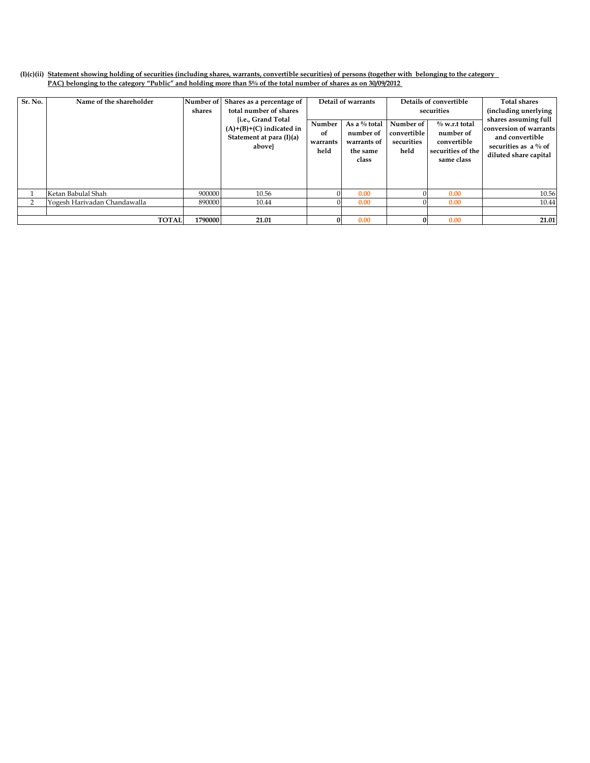**(I)(c)(ii) Statement showing holding of securities (including shares, warrants, convertible securities) of persons (together with belonging to the category PAC) belonging to the category "Public" and holding more than 5% of the total number of shares as on 30/09/2012**

| Sr. No. | Name of the shareholder | Number of shares | Shares as a percentage of total number of shares {i.e., Grand Total (A)+(B)+(C) indicated in Statement at para (I)(a) above} | Detail of warrants | | Details of convertible securities | | Total shares (including unerlying shares assuming full conversion of warrants and convertible securities as a % of diluted share capital |
|---|---|---|---|---|---|---|---|---|
| | | | | Number of warrants held | As a % total number of warrants of the same class | Number of convertible securities held | % w.r.t total number of convertible securities of the same class | |
| 1 | Ketan Babulal Shah | 900000 | 10.56 | 0 | 0.00 | 0 | 0.00 | 10.56 |
| 2 | Yogesh Harivadan Chandawalla | 890000 | 10.44 | 0 | 0.00 | 0 | 0.00 | 10.44 |
| | | | | | | | | |
| | **TOTAL** | **1790000** | **21.01** | **0** | **0.00** | **0** | **0.00** | **21.01** |